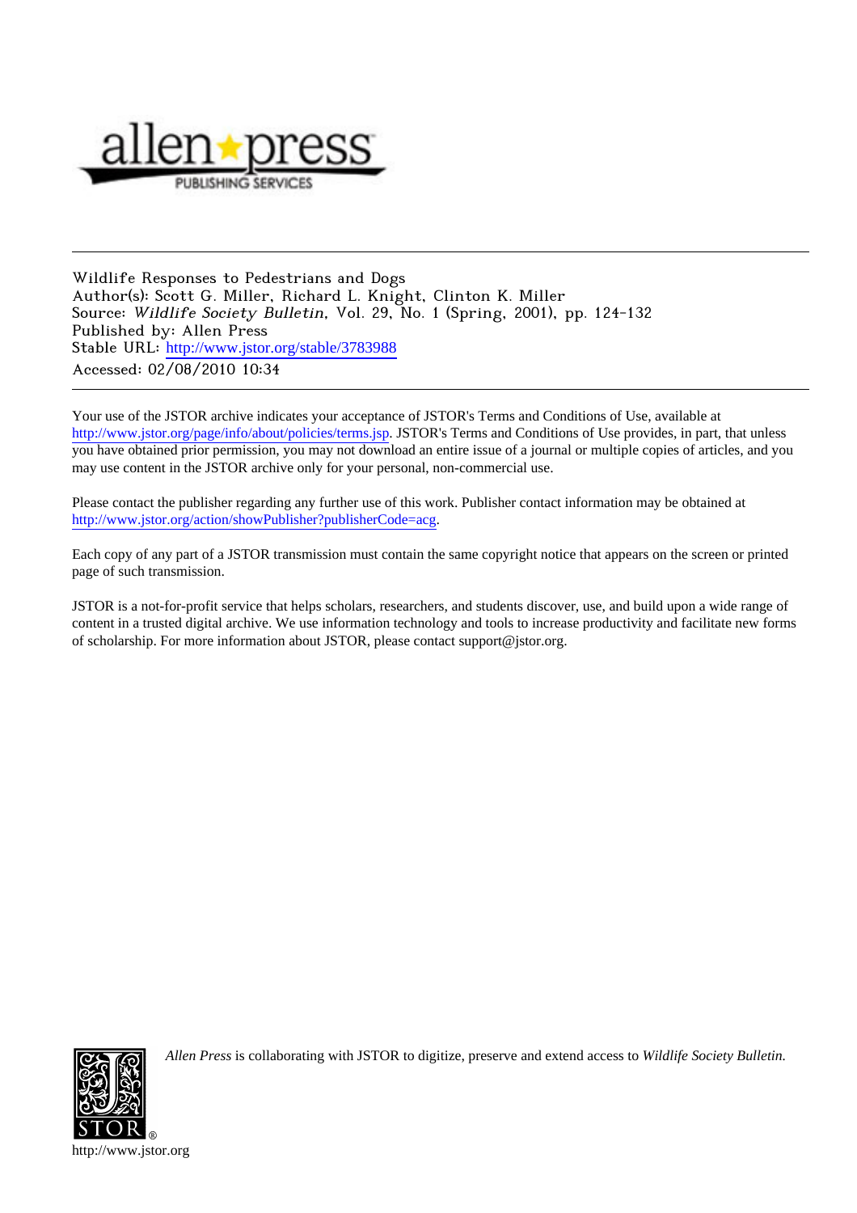Wildlife Responses to Pedestrians and Dogs
Author(s): Scott G. Miller, Richard L. Knight, Clinton K. Miller
Source: *Wildlife Society Bulletin*, Vol. 29, No. 1 (Spring, 2001), pp. 124-132
Published by: Allen Press
Stable URL: http://www.jstor.org/stable/3783988
Accessed: 02/08/2010 10:34

Your use of the JSTOR archive indicates your acceptance of JSTOR's Terms and Conditions of Use, available at http://www.jstor.org/page/info/about/policies/terms.jsp. JSTOR's Terms and Conditions of Use provides, in part, that unless you have obtained prior permission, you may not download an entire issue of a journal or multiple copies of articles, and you may use content in the JSTOR archive only for your personal, non-commercial use.

Please contact the publisher regarding any further use of this work. Publisher contact information may be obtained at http://www.jstor.org/action/showPublisher?publisherCode=acg.

Each copy of any part of a JSTOR transmission must contain the same copyright notice that appears on the screen or printed page of such transmission.

JSTOR is a not-for-profit service that helps scholars, researchers, and students discover, use, and build upon a wide range of content in a trusted digital archive. We use information technology and tools to increase productivity and facilitate new forms of scholarship. For more information about JSTOR, please contact support@jstor.org.

*Allen Press* is collaborating with JSTOR to digitize, preserve and extend access to *Wildlife Society Bulletin.*

http://www.jstor.org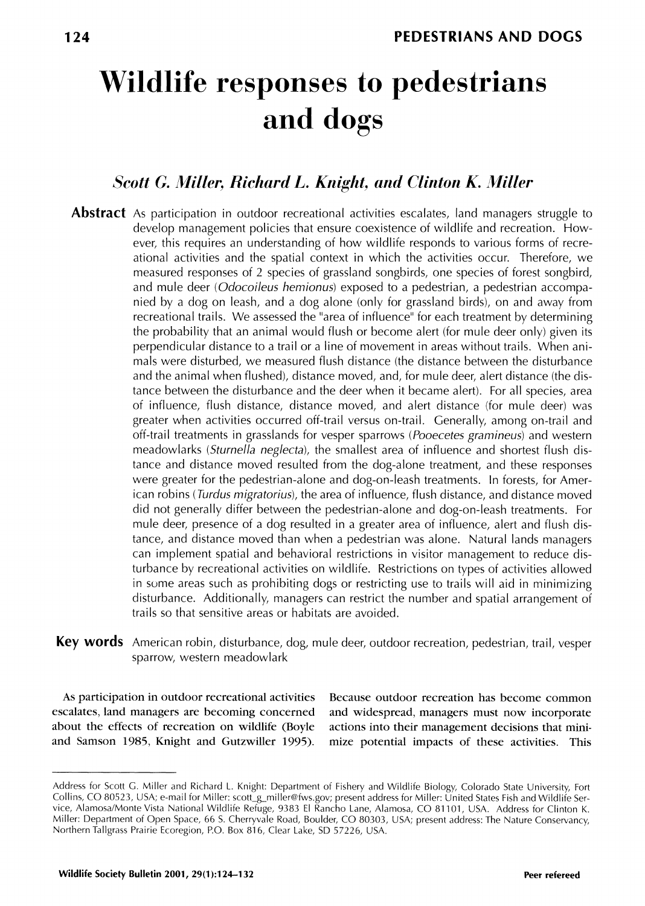# Wildlife responses to pedestrians and dogs

*Scott G. Miller, Richard L. Knight, and Clinton K. Miller*

**Abstract** As participation in outdoor recreational activities escalates, land managers struggle to develop management policies that ensure coexistence of wildlife and recreation. However, this requires an understanding of how wildlife responds to various forms of recreational activities and the spatial context in which the activities occur. Therefore, we measured responses of 2 species of grassland songbirds, one species of forest songbird, and mule deer (*Odocoileus hemionus*) exposed to a pedestrian, a pedestrian accompanied by a dog on leash, and a dog alone (only for grassland birds), on and away from recreational trails. We assessed the "area of influence" for each treatment by determining the probability that an animal would flush or become alert (for mule deer only) given its perpendicular distance to a trail or a line of movement in areas without trails. When animals were disturbed, we measured flush distance (the distance between the disturbance and the animal when flushed), distance moved, and, for mule deer, alert distance (the distance between the disturbance and the deer when it became alert). For all species, area of influence, flush distance, distance moved, and alert distance (for mule deer) was greater when activities occurred off-trail versus on-trail. Generally, among on-trail and off-trail treatments in grasslands for vesper sparrows (*Pooecetes gramineus*) and western meadowlarks (*Sturnella neglecta*), the smallest area of influence and shortest flush distance and distance moved resulted from the dog-alone treatment, and these responses were greater for the pedestrian-alone and dog-on-leash treatments. In forests, for American robins (*Turdus migratorius*), the area of influence, flush distance, and distance moved did not generally differ between the pedestrian-alone and dog-on-leash treatments. For mule deer, presence of a dog resulted in a greater area of influence, alert and flush distance, and distance moved than when a pedestrian was alone. Natural lands managers can implement spatial and behavioral restrictions in visitor management to reduce disturbance by recreational activities on wildlife. Restrictions on types of activities allowed in some areas such as prohibiting dogs or restricting use to trails will aid in minimizing disturbance. Additionally, managers can restrict the number and spatial arrangement of trails so that sensitive areas or habitats are avoided.

**Key words** American robin, disturbance, dog, mule deer, outdoor recreation, pedestrian, trail, vesper sparrow, western meadowlark

As participation in outdoor recreational activities escalates, land managers are becoming concerned about the effects of recreation on wildlife (Boyle and Samson 1985, Knight and Gutzwiller 1995). Because outdoor recreation has become common and widespread, managers must now incorporate actions into their management decisions that minimize potential impacts of these activities. This

---

Address for Scott G. Miller and Richard L. Knight: Department of Fishery and Wildlife Biology, Colorado State University, Fort Collins, CO 80523, USA; e-mail for Miller: scott_g_miller@fws.gov; present address for Miller: United States Fish and Wildlife Service, Alamosa/Monte Vista National Wildlife Refuge, 9383 El Rancho Lane, Alamosa, CO 81101, USA. Address for Clinton K. Miller: Department of Open Space, 66 S. Cherryvale Road, Boulder, CO 80303, USA; present address: The Nature Conservancy, Northern Tallgrass Prairie Ecoregion, P.O. Box 816, Clear Lake, SD 57226, USA.

Peer refereed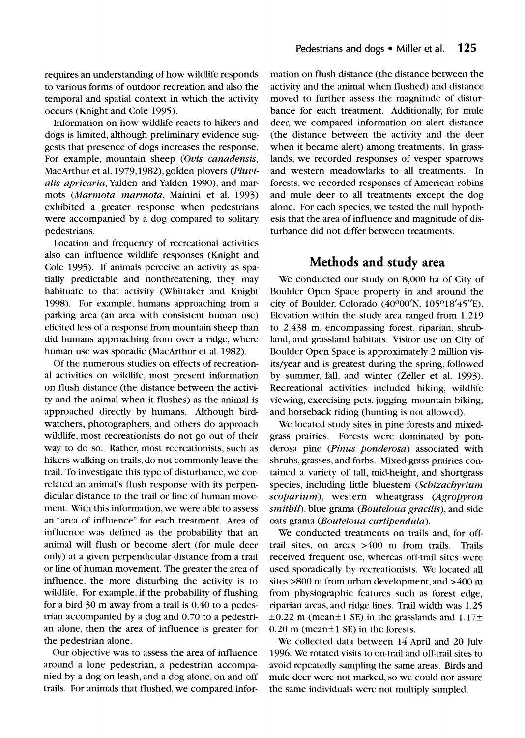requires an understanding of how wildlife responds to various forms of outdoor recreation and also the temporal and spatial context in which the activity occurs (Knight and Cole 1995).

Information on how wildlife reacts to hikers and dogs is limited, although preliminary evidence suggests that presence of dogs increases the response. For example, mountain sheep (*Ovis canadensis*, MacArthur et al. 1979,1982), golden plovers (*Pluvialis apricaria*, Yalden and Yalden 1990), and marmots (*Marmota marmota*, Mainini et al. 1993) exhibited a greater response when pedestrians were accompanied by a dog compared to solitary pedestrians.

Location and frequency of recreational activities also can influence wildlife responses (Knight and Cole 1995). If animals perceive an activity as spatially predictable and nonthreatening, they may habituate to that activity (Whittaker and Knight 1998). For example, humans approaching from a parking area (an area with consistent human use) elicited less of a response from mountain sheep than did humans approaching from over a ridge, where human use was sporadic (MacArthur et al. 1982).

Of the numerous studies on effects of recreational activities on wildlife, most present information on flush distance (the distance between the activity and the animal when it flushes) as the animal is approached directly by humans. Although birdwatchers, photographers, and others do approach wildlife, most recreationists do not go out of their way to do so. Rather, most recreationists, such as hikers walking on trails, do not commonly leave the trail. To investigate this type of disturbance, we correlated an animal's flush response with its perpendicular distance to the trail or line of human movement. With this information, we were able to assess an "area of influence" for each treatment. Area of influence was defined as the probability that an animal will flush or become alert (for mule deer only) at a given perpendicular distance from a trail or line of human movement. The greater the area of influence, the more disturbing the activity is to wildlife. For example, if the probability of flushing for a bird 30 m away from a trail is 0.40 to a pedestrian accompanied by a dog and 0.70 to a pedestrian alone, then the area of influence is greater for the pedestrian alone.

Our objective was to assess the area of influence around a lone pedestrian, a pedestrian accompanied by a dog on leash, and a dog alone, on and off trails. For animals that flushed, we compared information on flush distance (the distance between the activity and the animal when flushed) and distance moved to further assess the magnitude of disturbance for each treatment. Additionally, for mule deer, we compared information on alert distance (the distance between the activity and the deer when it became alert) among treatments. In grasslands, we recorded responses of vesper sparrows and western meadowlarks to all treatments. In forests, we recorded responses of American robins and mule deer to all treatments except the dog alone. For each species, we tested the null hypothesis that the area of influence and magnitude of disturbance did not differ between treatments.

## Methods and study area

We conducted our study on 8,000 ha of City of Boulder Open Space property in and around the city of Boulder, Colorado (40°00′N, 105°18′45″E). Elevation within the study area ranged from 1,219 to 2,438 m, encompassing forest, riparian, shrubland, and grassland habitats. Visitor use on City of Boulder Open Space is approximately 2 million visits/year and is greatest during the spring, followed by summer, fall, and winter (Zeller et al. 1993). Recreational activities included hiking, wildlife viewing, exercising pets, jogging, mountain biking, and horseback riding (hunting is not allowed).

We located study sites in pine forests and mixed-grass prairies. Forests were dominated by ponderosa pine (*Pinus ponderosa*) associated with shrubs, grasses, and forbs. Mixed-grass prairies contained a variety of tall, mid-height, and shortgrass species, including little bluestem (*Schizachyrium scoparium*), western wheatgrass (*Agropyron smithii*), blue grama (*Bouteloua gracilis*), and side oats grama (*Bouteloua curtipendula*).

We conducted treatments on trails and, for off-trail sites, on areas >400 m from trails. Trails received frequent use, whereas off-trail sites were used sporadically by recreationists. We located all sites >800 m from urban development, and >400 m from physiographic features such as forest edge, riparian areas, and ridge lines. Trail width was 1.25 ±0.22 m (mean±1 SE) in the grasslands and 1.17± 0.20 m (mean±1 SE) in the forests.

We collected data between 14 April and 20 July 1996. We rotated visits to on-trail and off-trail sites to avoid repeatedly sampling the same areas. Birds and mule deer were not marked, so we could not assure the same individuals were not multiply sampled.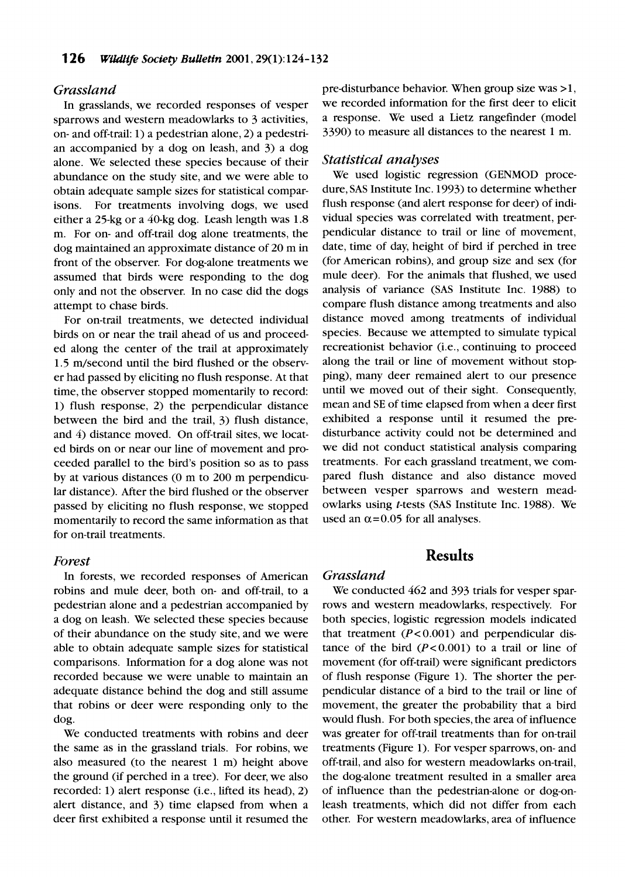### Grassland

In grasslands, we recorded responses of vesper sparrows and western meadowlarks to 3 activities, on- and off-trail: 1) a pedestrian alone, 2) a pedestrian accompanied by a dog on leash, and 3) a dog alone. We selected these species because of their abundance on the study site, and we were able to obtain adequate sample sizes for statistical comparisons. For treatments involving dogs, we used either a 25-kg or a 40-kg dog. Leash length was 1.8 m. For on- and off-trail dog alone treatments, the dog maintained an approximate distance of 20 m in front of the observer. For dog-alone treatments we assumed that birds were responding to the dog only and not the observer. In no case did the dogs attempt to chase birds.

For on-trail treatments, we detected individual birds on or near the trail ahead of us and proceeded along the center of the trail at approximately 1.5 m/second until the bird flushed or the observer had passed by eliciting no flush response. At that time, the observer stopped momentarily to record: 1) flush response, 2) the perpendicular distance between the bird and the trail, 3) flush distance, and 4) distance moved. On off-trail sites, we located birds on or near our line of movement and proceeded parallel to the bird's position so as to pass by at various distances (0 m to 200 m perpendicular distance). After the bird flushed or the observer passed by eliciting no flush response, we stopped momentarily to record the same information as that for on-trail treatments.

### Forest

In forests, we recorded responses of American robins and mule deer, both on- and off-trail, to a pedestrian alone and a pedestrian accompanied by a dog on leash. We selected these species because of their abundance on the study site, and we were able to obtain adequate sample sizes for statistical comparisons. Information for a dog alone was not recorded because we were unable to maintain an adequate distance behind the dog and still assume that robins or deer were responding only to the dog.

We conducted treatments with robins and deer the same as in the grassland trials. For robins, we also measured (to the nearest 1 m) height above the ground (if perched in a tree). For deer, we also recorded: 1) alert response (i.e., lifted its head), 2) alert distance, and 3) time elapsed from when a deer first exhibited a response until it resumed the pre-disturbance behavior. When group size was >1, we recorded information for the first deer to elicit a response. We used a Lietz rangefinder (model 3390) to measure all distances to the nearest 1 m.

### Statistical analyses

We used logistic regression (GENMOD procedure, SAS Institute Inc. 1993) to determine whether flush response (and alert response for deer) of individual species was correlated with treatment, perpendicular distance to trail or line of movement, date, time of day, height of bird if perched in tree (for American robins), and group size and sex (for mule deer). For the animals that flushed, we used analysis of variance (SAS Institute Inc. 1988) to compare flush distance among treatments and also distance moved among treatments of individual species. Because we attempted to simulate typical recreationist behavior (i.e., continuing to proceed along the trail or line of movement without stopping), many deer remained alert to our presence until we moved out of their sight. Consequently, mean and SE of time elapsed from when a deer first exhibited a response until it resumed the pre-disturbance activity could not be determined and we did not conduct statistical analysis comparing treatments. For each grassland treatment, we compared flush distance and also distance moved between vesper sparrows and western meadowlarks using *t*-tests (SAS Institute Inc. 1988). We used an $\alpha = 0.05$ for all analyses.

## Results

### Grassland

We conducted 462 and 393 trials for vesper sparrows and western meadowlarks, respectively. For both species, logistic regression models indicated that treatment ($P < 0.001$) and perpendicular distance of the bird ($P < 0.001$) to a trail or line of movement (for off-trail) were significant predictors of flush response (Figure 1). The shorter the perpendicular distance of a bird to the trail or line of movement, the greater the probability that a bird would flush. For both species, the area of influence was greater for off-trail treatments than for on-trail treatments (Figure 1). For vesper sparrows, on- and off-trail, and also for western meadowlarks on-trail, the dog-alone treatment resulted in a smaller area of influence than the pedestrian-alone or dog-on-leash treatments, which did not differ from each other. For western meadowlarks, area of influence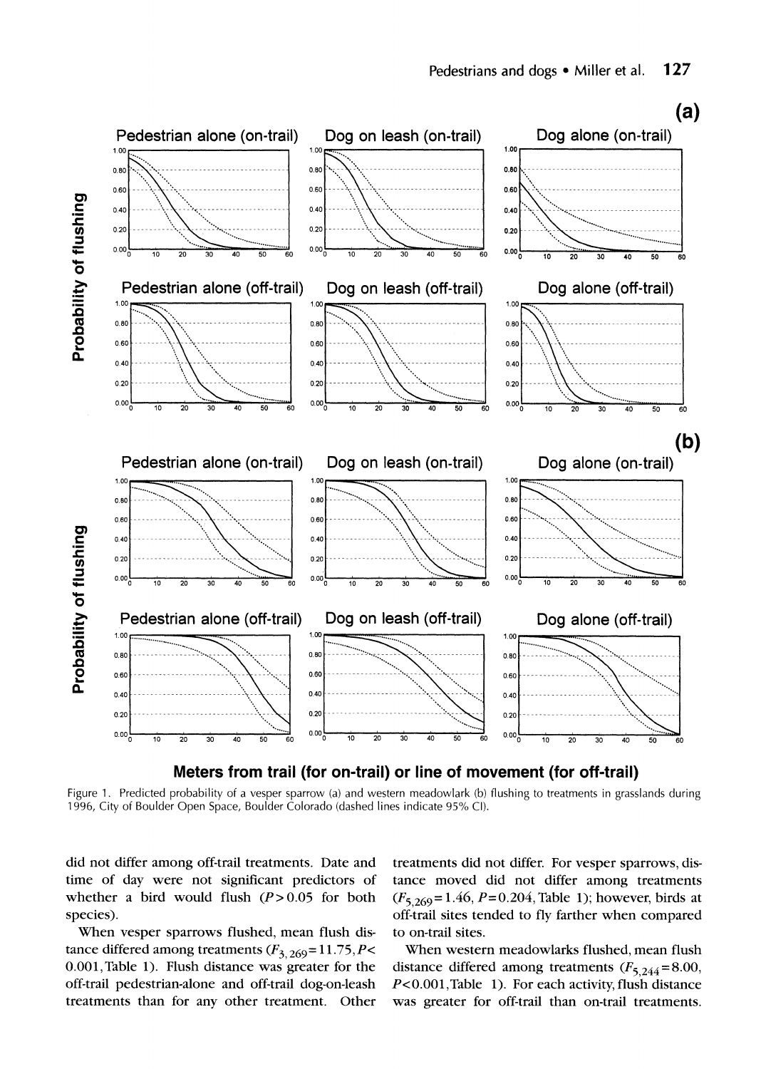Figure 1. Predicted probability of a vesper sparrow (a) and western meadowlark (b) flushing to treatments in grasslands during 1996, City of Boulder Open Space, Boulder Colorado (dashed lines indicate 95% CI).

did not differ among off-trail treatments. Date and time of day were not significant predictors of whether a bird would flush ($P > 0.05$ for both species).

When vesper sparrows flushed, mean flush distance differed among treatments ($F_{3,269} = 11.75, P < 0.001$, Table 1). Flush distance was greater for the off-trail pedestrian-alone and off-trail dog-on-leash treatments than for any other treatment. Other treatments did not differ. For vesper sparrows, distance moved did not differ among treatments ($F_{5,269} = 1.46, P = 0.204$, Table 1); however, birds at off-trail sites tended to fly farther when compared to on-trail sites.

When western meadowlarks flushed, mean flush distance differed among treatments ($F_{5,244} = 8.00, P < 0.001$, Table 1). For each activity, flush distance was greater for off-trail than on-trail treatments.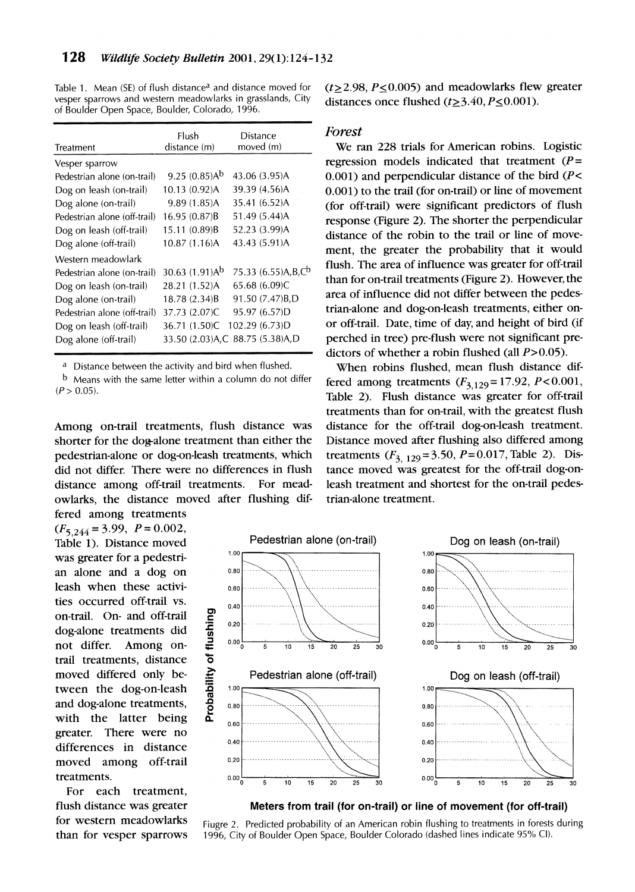Table 1. Mean (SE) of flush distance[a] and distance moved for vesper sparrows and western meadowlarks in grasslands, City of Boulder Open Space, Boulder, Colorado, 1996.

| Treatment | Flush distance (m) | Distance moved (m) |
|---|---|---|
| Vesper sparrow | | |
| Pedestrian alone (on-trail) | 9.25 (0.85)A[b] | 43.06 (3.95)A |
| Dog on leash (on-trail) | 10.13 (0.92)A | 39.39 (4.56)A |
| Dog alone (on-trail) | 9.89 (1.85)A | 35.41 (6.52)A |
| Pedestrian alone (off-trail) | 16.95 (0.87)B | 51.49 (5.44)A |
| Dog on leash (off-trail) | 15.11 (0.89)B | 52.23 (3.99)A |
| Dog alone (off-trail) | 10.87 (1.16)A | 43.43 (5.91)A |
| Western meadowlark | | |
| Pedestrian alone (on-trail) | 30.63 (1.91)A[b] | 75.33 (6.55)A,B,C[b] |
| Dog on leash (on-trail) | 28.21 (1.52)A | 65.68 (6.09)C |
| Dog alone (on-trail) | 18.78 (2.34)B | 91.50 (7.47)B,D |
| Pedestrian alone (off-trail) | 37.73 (2.07)C | 95.97 (6.57)D |
| Dog on leash (off-trail) | 36.71 (1.50)C | 102.29 (6.73)D |
| Dog alone (off-trail) | 33.50 (2.03)A,C | 88.75 (5.38)A,D |

[a] Distance between the activity and bird when flushed.
[b] Means with the same letter within a column do not differ ($P > 0.05$).

Among on-trail treatments, flush distance was shorter for the dog-alone treatment than either the pedestrian-alone or dog-on-leash treatments, which did not differ. There were no differences in flush distance among off-trail treatments. For meadowlarks, the distance moved after flushing differed among treatments ($F_{5,244} = 3.99$, $P = 0.002$, Table 1). Distance moved was greater for a pedestrian alone and a dog on leash when these activities occurred off-trail vs. on-trail. On- and off-trail dog-alone treatments did not differ. Among on-trail treatments, distance moved differed only between the dog-on-leash and dog-alone treatments, with the latter being greater. There were no differences in distance moved among off-trail treatments.

For each treatment, flush distance was greater for western meadowlarks than for vesper sparrows ($t \geq 2.98$, $P \leq 0.005$) and meadowlarks flew greater distances once flushed ($t \geq 3.40$, $P \leq 0.001$).

### *Forest*

We ran 228 trials for American robins. Logistic regression models indicated that treatment ($P = 0.001$) and perpendicular distance of the bird ($P < 0.001$) to the trail (for on-trail) or line of movement (for off-trail) were significant predictors of flush response (Figure 2). The shorter the perpendicular distance of the robin to the trail or line of movement, the greater the probability that it would flush. The area of influence was greater for off-trail than for on-trail treatments (Figure 2). However, the area of influence did not differ between the pedestrian-alone and dog-on-leash treatments, either on- or off-trail. Date, time of day, and height of bird (if perched in tree) pre-flush were not significant predictors of whether a robin flushed (all $P > 0.05$).

When robins flushed, mean flush distance differed among treatments ($F_{3,129} = 17.92$, $P < 0.001$, Table 2). Flush distance was greater for off-trail treatments than for on-trail, with the greatest flush distance for the off-trail dog-on-leash treatment. Distance moved after flushing also differed among treatments ($F_{3,129} = 3.50$, $P = 0.017$, Table 2). Distance moved was greatest for the off-trail dog-on-leash treatment and shortest for the on-trail pedestrian-alone treatment.

Fiugre 2. Predicted probability of an American robin flushing to treatments in forests during 1996, City of Boulder Open Space, Boulder Colorado (dashed lines indicate 95% CI).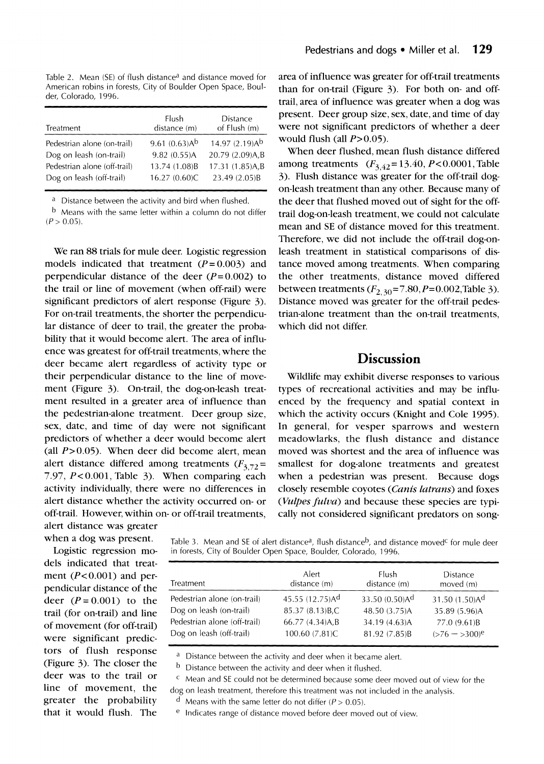Table 2. Mean (SE) of flush distance[a] and distance moved for American robins in forests, City of Boulder Open Space, Boulder, Colorado, 1996.

| Treatment | Flush distance (m) | Distance of Flush (m) |
|---|---|---|
| Pedestrian alone (on-trail) | 9.61 (0.63)A[b] | 14.97 (2.19)A[b] |
| Dog on leash (on-trail) | 9.82 (0.55)A | 20.79 (2.09)A,B |
| Pedestrian alone (off-trail) | 13.74 (1.08)B | 17.31 (1.85)A,B |
| Dog on leash (off-trail) | 16.27 (0.60)C | 23.49 (2.05)B |

[a] Distance between the activity and bird when flushed.

[b] Means with the same letter within a column do not differ ($P > 0.05$).

We ran 88 trials for mule deer. Logistic regression models indicated that treatment ($P = 0.003$) and perpendicular distance of the deer ($P = 0.002$) to the trail or line of movement (when off-rail) were significant predictors of alert response (Figure 3). For on-trail treatments, the shorter the perpendicular distance of deer to trail, the greater the probability that it would become alert. The area of influence was greatest for off-trail treatments, where the deer became alert regardless of activity type or their perpendicular distance to the line of movement (Figure 3). On-trail, the dog-on-leash treatment resulted in a greater area of influence than the pedestrian-alone treatment. Deer group size, sex, date, and time of day were not significant predictors of whether a deer would become alert (all $P > 0.05$). When deer did become alert, mean alert distance differed among treatments ($F_{3,72} = 7.97$, $P < 0.001$, Table 3). When comparing each activity individually, there were no differences in alert distance whether the activity occurred on- or off-trail. However, within on- or off-trail treatments, alert distance was greater when a dog was present.

Logistic regression models indicated that treatment ($P < 0.001$) and perpendicular distance of the deer ($P = 0.001$) to the trail (for on-trail) and line of movement (for off-trail) were significant predictors of flush response (Figure 3). The closer the deer was to the trail or line of movement, the greater the probability that it would flush. The area of influence was greater for off-trail treatments than for on-trail (Figure 3). For both on- and off-trail, area of influence was greater when a dog was present. Deer group size, sex, date, and time of day were not significant predictors of whether a deer would flush (all $P > 0.05$).

When deer flushed, mean flush distance differed among treatments ($F_{3,42} = 13.40$, $P < 0.0001$, Table 3). Flush distance was greater for the off-trail dog-on-leash treatment than any other. Because many of the deer that flushed moved out of sight for the off-trail dog-on-leash treatment, we could not calculate mean and SE of distance moved for this treatment. Therefore, we did not include the off-trail dog-on-leash treatment in statistical comparisons of distance moved among treatments. When comparing the other treatments, distance moved differed between treatments ($F_{2,30} = 7.80$, $P = 0.002$, Table 3). Distance moved was greater for the off-trail pedestrian-alone treatment than the on-trail treatments, which did not differ.

## Discussion

Wildlife may exhibit diverse responses to various types of recreational activities and may be influenced by the frequency and spatial context in which the activity occurs (Knight and Cole 1995). In general, for vesper sparrows and western meadowlarks, the flush distance and distance moved was shortest and the area of influence was smallest for dog-alone treatments and greatest when a pedestrian was present. Because dogs closely resemble coyotes (*Canis latrans*) and foxes (*Vulpes fulva*) and because these species are typically not considered significant predators on song-

Table 3. Mean and SE of alert distance[a], flush distance[b], and distance moved[c] for mule deer in forests, City of Boulder Open Space, Boulder, Colorado, 1996.

| Treatment | Alert distance (m) | Flush distance (m) | Distance moved (m) |
|---|---|---|---|
| Pedestrian alone (on-trail) | 45.55 (12.75)A[d] | 33.50 (0.50)A[d] | 31.50 (1.50)A[d] |
| Dog on leash (on-trail) | 85.37 (8.13)B,C | 48.50 (3.75)A | 35.89 (5.96)A |
| Pedestrian alone (off-trail) | 66.77 (4.34)A,B | 34.19 (4.63)A | 77.0 (9.61)B |
| Dog on leash (off-trail) | 100.60 (7.81)C | 81.92 (7.85)B | (>76 – >300)[e] |

[a] Distance between the activity and deer when it became alert.

[b] Distance between the activity and deer when it flushed.

[c] Mean and SE could not be determined because some deer moved out of view for the dog on leash treatment, therefore this treatment was not included in the analysis.

[d] Means with the same letter do not differ ($P > 0.05$).

[e] Indicates range of distance moved before deer moved out of view.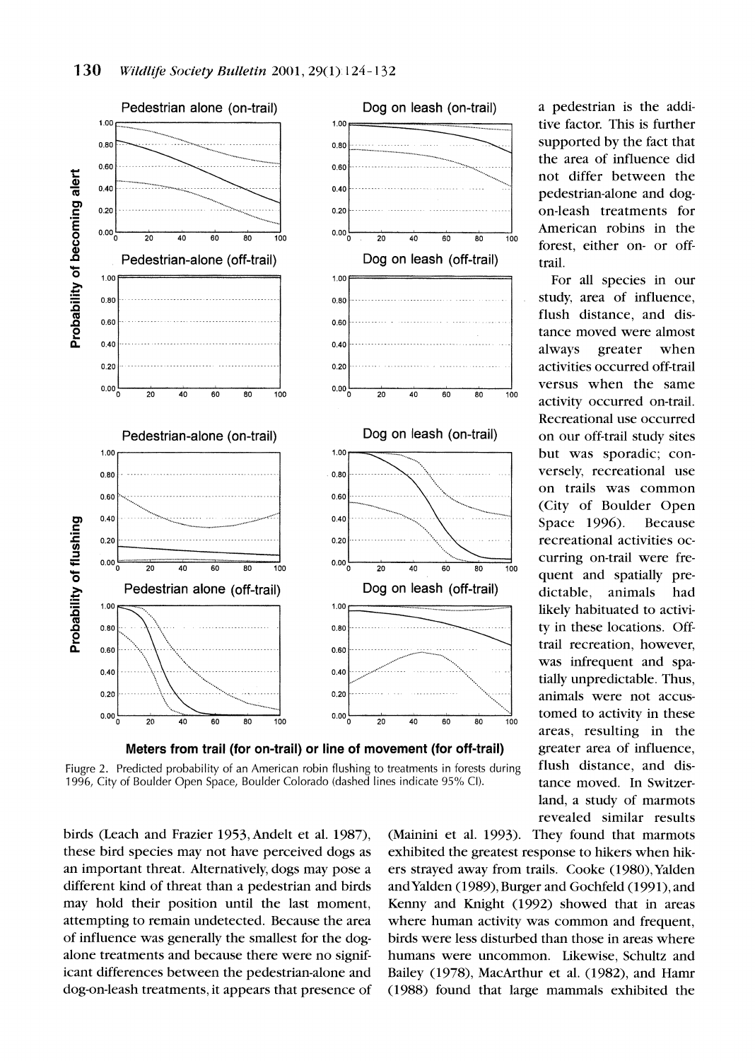Fiugre 2. Predicted probability of an American robin flushing to treatments in forests during 1996, City of Boulder Open Space, Boulder Colorado (dashed lines indicate 95% CI).

birds (Leach and Frazier 1953, Andelt et al. 1987), these bird species may not have perceived dogs as an important threat. Alternatively, dogs may pose a different kind of threat than a pedestrian and birds may hold their position until the last moment, attempting to remain undetected. Because the area of influence was generally the smallest for the dog-alone treatments and because there were no significant differences between the pedestrian-alone and dog-on-leash treatments, it appears that presence of a pedestrian is the additive factor. This is further supported by the fact that the area of influence did not differ between the pedestrian-alone and dog-on-leash treatments for American robins in the forest, either on- or off-trail.

For all species in our study, area of influence, flush distance, and distance moved were almost always greater when activities occurred off-trail versus when the same activity occurred on-trail. Recreational use occurred on our off-trail study sites but was sporadic; conversely, recreational use on trails was common (City of Boulder Open Space 1996). Because recreational activities occurring on-trail were frequent and spatially predictable, animals had likely habituated to activity in these locations. Off-trail recreation, however, was infrequent and spatially unpredictable. Thus, animals were not accustomed to activity in these areas, resulting in the greater area of influence, flush distance, and distance moved. In Switzerland, a study of marmots revealed similar results (Mainini et al. 1993). They found that marmots exhibited the greatest response to hikers when hikers strayed away from trails. Cooke (1980), Yalden and Yalden (1989), Burger and Gochfeld (1991), and Kenny and Knight (1992) showed that in areas where human activity was common and frequent, birds were less disturbed than those in areas where humans were uncommon. Likewise, Schultz and Bailey (1978), MacArthur et al. (1982), and Hamr (1988) found that large mammals exhibited the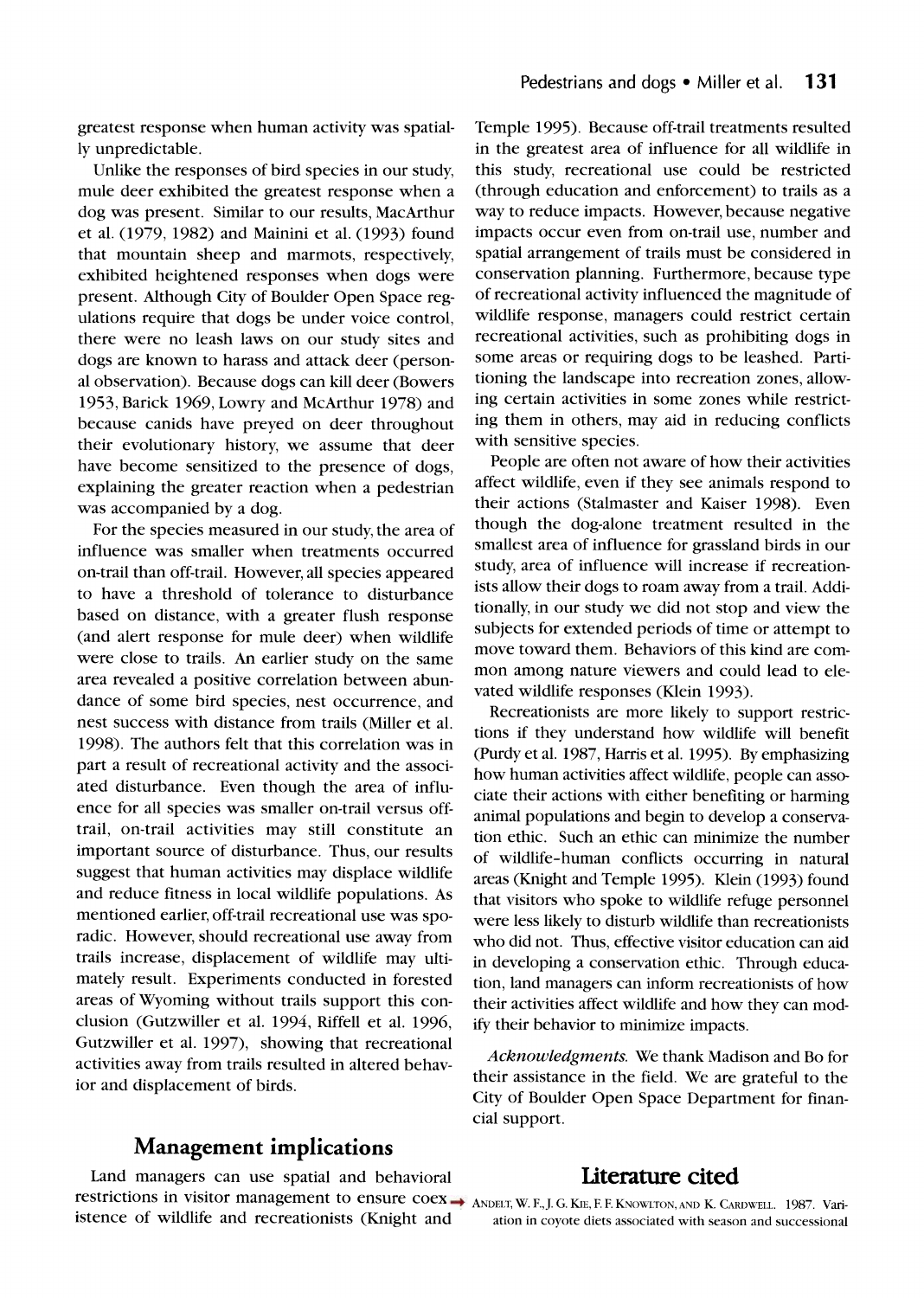greatest response when human activity was spatially unpredictable.

Unlike the responses of bird species in our study, mule deer exhibited the greatest response when a dog was present. Similar to our results, MacArthur et al. (1979, 1982) and Mainini et al. (1993) found that mountain sheep and marmots, respectively, exhibited heightened responses when dogs were present. Although City of Boulder Open Space regulations require that dogs be under voice control, there were no leash laws on our study sites and dogs are known to harass and attack deer (personal observation). Because dogs can kill deer (Bowers 1953, Barick 1969, Lowry and McArthur 1978) and because canids have preyed on deer throughout their evolutionary history, we assume that deer have become sensitized to the presence of dogs, explaining the greater reaction when a pedestrian was accompanied by a dog.

For the species measured in our study, the area of influence was smaller when treatments occurred on-trail than off-trail. However, all species appeared to have a threshold of tolerance to disturbance based on distance, with a greater flush response (and alert response for mule deer) when wildlife were close to trails. An earlier study on the same area revealed a positive correlation between abundance of some bird species, nest occurrence, and nest success with distance from trails (Miller et al. 1998). The authors felt that this correlation was in part a result of recreational activity and the associated disturbance. Even though the area of influence for all species was smaller on-trail versus off-trail, on-trail activities may still constitute an important source of disturbance. Thus, our results suggest that human activities may displace wildlife and reduce fitness in local wildlife populations. As mentioned earlier, off-trail recreational use was sporadic. However, should recreational use away from trails increase, displacement of wildlife may ultimately result. Experiments conducted in forested areas of Wyoming without trails support this conclusion (Gutzwiller et al. 1994, Riffell et al. 1996, Gutzwiller et al. 1997), showing that recreational activities away from trails resulted in altered behavior and displacement of birds.

## Management implications

Land managers can use spatial and behavioral restrictions in visitor management to ensure coexistence of wildlife and recreationists (Knight and Temple 1995). Because off-trail treatments resulted in the greatest area of influence for all wildlife in this study, recreational use could be restricted (through education and enforcement) to trails as a way to reduce impacts. However, because negative impacts occur even from on-trail use, number and spatial arrangement of trails must be considered in conservation planning. Furthermore, because type of recreational activity influenced the magnitude of wildlife response, managers could restrict certain recreational activities, such as prohibiting dogs in some areas or requiring dogs to be leashed. Partitioning the landscape into recreation zones, allowing certain activities in some zones while restricting them in others, may aid in reducing conflicts with sensitive species.

People are often not aware of how their activities affect wildlife, even if they see animals respond to their actions (Stalmaster and Kaiser 1998). Even though the dog-alone treatment resulted in the smallest area of influence for grassland birds in our study, area of influence will increase if recreationists allow their dogs to roam away from a trail. Additionally, in our study we did not stop and view the subjects for extended periods of time or attempt to move toward them. Behaviors of this kind are common among nature viewers and could lead to elevated wildlife responses (Klein 1993).

Recreationists are more likely to support restrictions if they understand how wildlife will benefit (Purdy et al. 1987, Harris et al. 1995). By emphasizing how human activities affect wildlife, people can associate their actions with either benefiting or harming animal populations and begin to develop a conservation ethic. Such an ethic can minimize the number of wildlife-human conflicts occurring in natural areas (Knight and Temple 1995). Klein (1993) found that visitors who spoke to wildlife refuge personnel were less likely to disturb wildlife than recreationists who did not. Thus, effective visitor education can aid in developing a conservation ethic. Through education, land managers can inform recreationists of how their activities affect wildlife and how they can modify their behavior to minimize impacts.

*Acknowledgments.* We thank Madison and Bo for their assistance in the field. We are grateful to the City of Boulder Open Space Department for financial support.

## Literature cited

ANDELT, W. F., J. G. KIE, F. F. KNOWLTON, AND K. CARDWELL. 1987. Variation in coyote diets associated with season and successional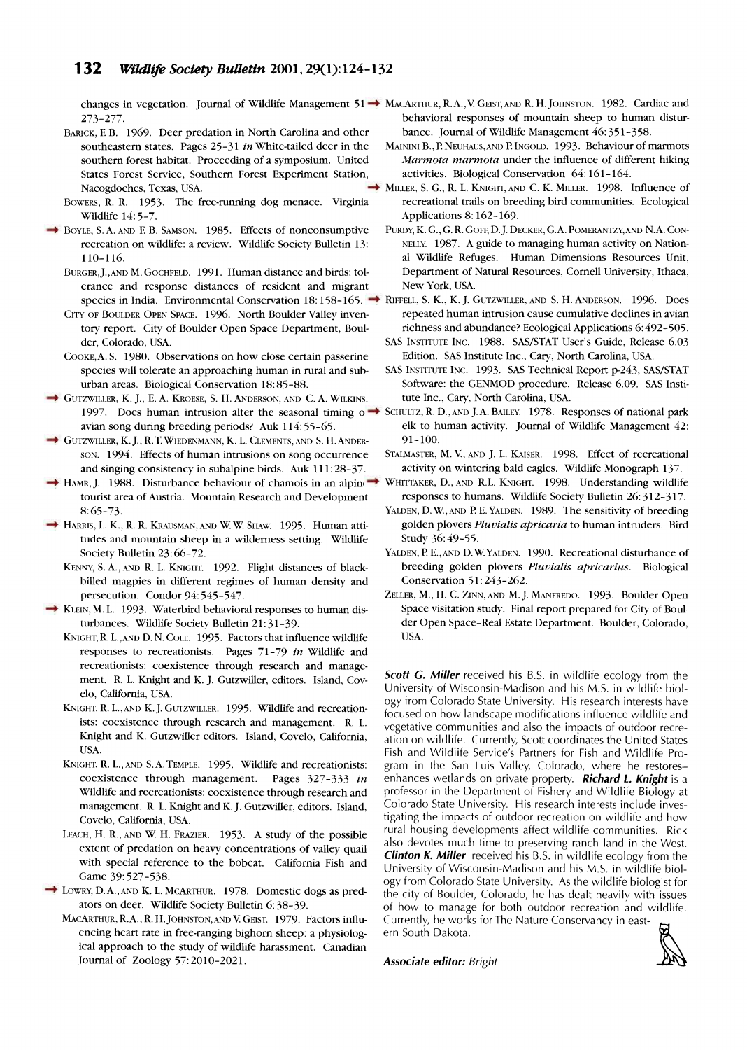changes in vegetation. Journal of Wildlife Management 51: 273-277.

BARICK, F. B. 1969. Deer predation in North Carolina and other southeastern states. Pages 25-31 *in* White-tailed deer in the southern forest habitat. Proceeding of a symposium. United States Forest Service, Southern Forest Experiment Station, Nacogdoches, Texas, USA.

BOWERS, R. R. 1953. The free-running dog menace. Virginia Wildlife 14: 5-7.

BOYLE, S. A, AND F. B. SAMSON. 1985. Effects of nonconsumptive recreation on wildlife: a review. Wildlife Society Bulletin 13: 110-116.

BURGER, J., AND M. GOCHFELD. 1991. Human distance and birds: tolerance and response distances of resident and migrant species in India. Environmental Conservation 18: 158-165.

CITY OF BOULDER OPEN SPACE. 1996. North Boulder Valley inventory report. City of Boulder Open Space Department, Boulder, Colorado, USA.

COOKE, A. S. 1980. Observations on how close certain passerine species will tolerate an approaching human in rural and suburban areas. Biological Conservation 18: 85-88.

GUTZWILLER, K. J., E. A. KROESE, S. H. ANDERSON, AND C. A. WILKINS. 1997. Does human intrusion alter the seasonal timing of avian song during breeding periods? Auk 114: 55-65.

GUTZWILLER, K. J., R. T. WIEDENMANN, K. L. CLEMENTS, AND S. H. ANDERSON. 1994. Effects of human intrusions on song occurrence and singing consistency in subalpine birds. Auk 111: 28-37.

HAMR, J. 1988. Disturbance behaviour of chamois in an alpine tourist area of Austria. Mountain Research and Development 8: 65-73.

HARRIS, L. K., R. R. KRAUSMAN, AND W. W. SHAW. 1995. Human attitudes and mountain sheep in a wilderness setting. Wildlife Society Bulletin 23: 66-72.

KENNY, S. A., AND R. L. KNIGHT. 1992. Flight distances of black-billed magpies in different regimes of human density and persecution. Condor 94: 545-547.

KLEIN, M. L. 1993. Waterbird behavioral responses to human disturbances. Wildlife Society Bulletin 21: 31-39.

KNIGHT, R. L., AND D. N. COLE. 1995. Factors that influence wildlife responses to recreationists. Pages 71-79 *in* Wildlife and recreationists: coexistence through research and management. R. L. Knight and K. J. Gutzwiller, editors. Island, Covelo, California, USA.

KNIGHT, R. L., AND K. J. GUTZWILLER. 1995. Wildlife and recreationists: coexistence through research and management. R. L. Knight and K. Gutzwiller editors. Island, Covelo, California, USA.

KNIGHT, R. L., AND S. A. TEMPLE. 1995. Wildlife and recreationists: coexistence through management. Pages 327-333 *in* Wildlife and recreationists: coexistence through research and management. R. L. Knight and K. J. Gutzwiller, editors. Island, Covelo, California, USA.

LEACH, H. R., AND W. H. FRAZIER. 1953. A study of the possible extent of predation on heavy concentrations of valley quail with special reference to the bobcat. California Fish and Game 39: 527-538.

LOWRY, D. A., AND K. L. MCARTHUR. 1978. Domestic dogs as predators on deer. Wildlife Society Bulletin 6: 38-39.

MACARTHUR, R. A., R. H. JOHNSTON, AND V. GEIST. 1979. Factors influencing heart rate in free-ranging bighorn sheep: a physiological approach to the study of wildlife harassment. Canadian Journal of Zoology 57: 2010-2021.

MACARTHUR, R. A., V. GEIST, AND R. H. JOHNSTON. 1982. Cardiac and behavioral responses of mountain sheep to human disturbance. Journal of Wildlife Management 46: 351-358.

MAININI B., P. NEUHAUS, AND P. INGOLD. 1993. Behaviour of marmots *Marmota marmota* under the influence of different hiking activities. Biological Conservation 64: 161-164.

MILLER, S. G., R. L. KNIGHT, AND C. K. MILLER. 1998. Influence of recreational trails on breeding bird communities. Ecological Applications 8: 162-169.

PURDY, K. G., G. R. GOFF, D. J. DECKER, G. A. POMERANTZY, AND N. A. CONNELLY. 1987. A guide to managing human activity on National Wildlife Refuges. Human Dimensions Resources Unit, Department of Natural Resources, Cornell University, Ithaca, New York, USA.

RIFFELL, S. K., K. J. GUTZWILLER, AND S. H. ANDERSON. 1996. Does repeated human intrusion cause cumulative declines in avian richness and abundance? Ecological Applications 6: 492-505.

SAS INSTITUTE INC. 1988. SAS/STAT User's Guide, Release 6.03 Edition. SAS Institute Inc., Cary, North Carolina, USA.

SAS INSTITUTE INC. 1993. SAS Technical Report p-243, SAS/STAT Software: the GENMOD procedure. Release 6.09. SAS Institute Inc., Cary, North Carolina, USA.

SCHULTZ, R. D., AND J. A. BAILEY. 1978. Responses of national park elk to human activity. Journal of Wildlife Management 42: 91-100.

STALMASTER, M. V., AND J. L. KAISER. 1998. Effect of recreational activity on wintering bald eagles. Wildlife Monograph 137.

WHITTAKER, D., AND R. L. KNIGHT. 1998. Understanding wildlife responses to humans. Wildlife Society Bulletin 26: 312-317.

YALDEN, D. W., AND P. E. YALDEN. 1989. The sensitivity of breeding golden plovers *Pluvialis apricaria* to human intruders. Bird Study 36: 49-55.

YALDEN, P. E., AND D. W. YALDEN. 1990. Recreational disturbance of breeding golden plovers *Pluvialis apricarius*. Biological Conservation 51: 243-262.

ZELLER, M., H. C. ZINN, AND M. J. MANFREDO. 1993. Boulder Open Space visitation study. Final report prepared for City of Boulder Open Space-Real Estate Department. Boulder, Colorado, USA.

***Scott G. Miller*** received his B.S. in wildlife ecology from the University of Wisconsin-Madison and his M.S. in wildlife biology from Colorado State University. His research interests have focused on how landscape modifications influence wildlife and vegetative communities and also the impacts of outdoor recreation on wildlife. Currently, Scott coordinates the United States Fish and Wildlife Service's Partners for Fish and Wildlife Program in the San Luis Valley, Colorado, where he restores-enhances wetlands on private property. ***Richard L. Knight*** is a professor in the Department of Fishery and Wildlife Biology at Colorado State University. His research interests include investigating the impacts of outdoor recreation on wildlife and how rural housing developments affect wildlife communities. Rick also devotes much time to preserving ranch land in the West. ***Clinton K. Miller*** received his B.S. in wildlife ecology from the University of Wisconsin-Madison and his M.S. in wildlife biology from Colorado State University. As the wildlife biologist for the city of Boulder, Colorado, he has dealt heavily with issues of how to manage for both outdoor recreation and wildlife. Currently, he works for The Nature Conservancy in eastern South Dakota.

***Associate editor:*** *Bright*